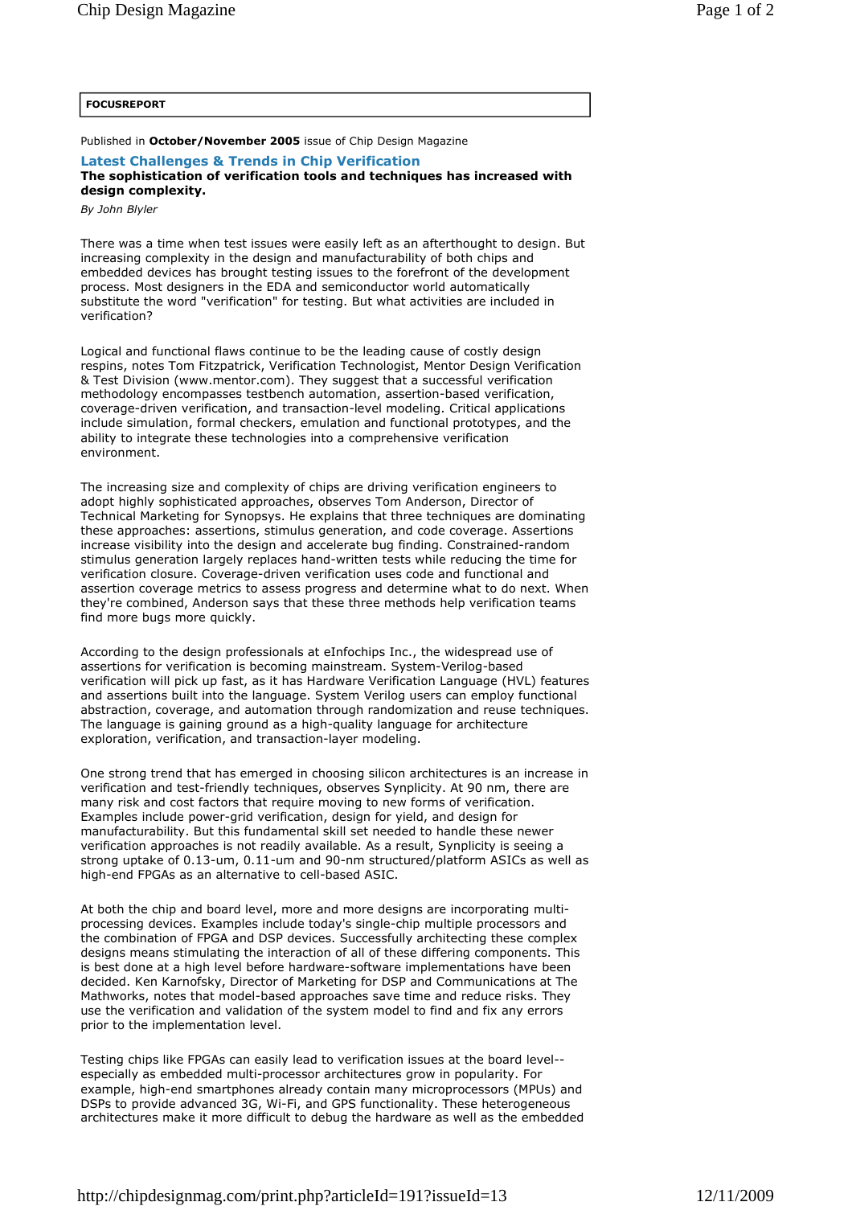FOCUSREPORT

Published in **October/November 2005** issue of Chip Design Magazine

## Latest Challenges & Trends in Chip Verification

**The sophistication of verification tools and techniques has increased with design complexity.**

*By John Blyler*

There was a time when test issues were easily left as an afterthought to design. But increasing complexity in the design and manufacturability of both chips and embedded devices has brought testing issues to the forefront of the development process. Most designers in the EDA and semiconductor world automatically substitute the word "verification" for testing. But what activities are included in verification?

Logical and functional flaws continue to be the leading cause of costly design respins, notes Tom Fitzpatrick, Verification Technologist, Mentor Design Verification & Test Division (www.mentor.com). They suggest that a successful verification methodology encompasses testbench automation, assertion-based verification, coverage-driven verification, and transaction-level modeling. Critical applications include simulation, formal checkers, emulation and functional prototypes, and the ability to integrate these technologies into a comprehensive verification environment.

The increasing size and complexity of chips are driving verification engineers to adopt highly sophisticated approaches, observes Tom Anderson, Director of Technical Marketing for Synopsys. He explains that three techniques are dominating these approaches: assertions, stimulus generation, and code coverage. Assertions increase visibility into the design and accelerate bug finding. Constrained-random stimulus generation largely replaces hand-written tests while reducing the time for verification closure. Coverage-driven verification uses code and functional and assertion coverage metrics to assess progress and determine what to do next. When they're combined, Anderson says that these three methods help verification teams find more bugs more quickly.

According to the design professionals at eInfochips Inc., the widespread use of assertions for verification is becoming mainstream. System-Verilog-based verification will pick up fast, as it has Hardware Verification Language (HVL) features and assertions built into the language. System Verilog users can employ functional abstraction, coverage, and automation through randomization and reuse techniques. The language is gaining ground as a high-quality language for architecture exploration, verification, and transaction-layer modeling.

One strong trend that has emerged in choosing silicon architectures is an increase in verification and test-friendly techniques, observes Synplicity. At 90 nm, there are many risk and cost factors that require moving to new forms of verification. Examples include power-grid verification, design for yield, and design for manufacturability. But this fundamental skill set needed to handle these newer verification approaches is not readily available. As a result, Synplicity is seeing a strong uptake of 0.13-um, 0.11-um and 90-nm structured/platform ASICs as well as high-end FPGAs as an alternative to cell-based ASIC.

At both the chip and board level, more and more designs are incorporating multi-processing devices. Examples include today's single-chip multiple processors and the combination of FPGA and DSP devices. Successfully architecting these complex designs means stimulating the interaction of all of these differing components. This is best done at a high level before hardware-software implementations have been decided. Ken Karnofsky, Director of Marketing for DSP and Communications at The Mathworks, notes that model-based approaches save time and reduce risks. They use the verification and validation of the system model to find and fix any errors prior to the implementation level.

Testing chips like FPGAs can easily lead to verification issues at the board level--especially as embedded multi-processor architectures grow in popularity. For example, high-end smartphones already contain many microprocessors (MPUs) and DSPs to provide advanced 3G, Wi-Fi, and GPS functionality. These heterogeneous architectures make it more difficult to debug the hardware as well as the embedded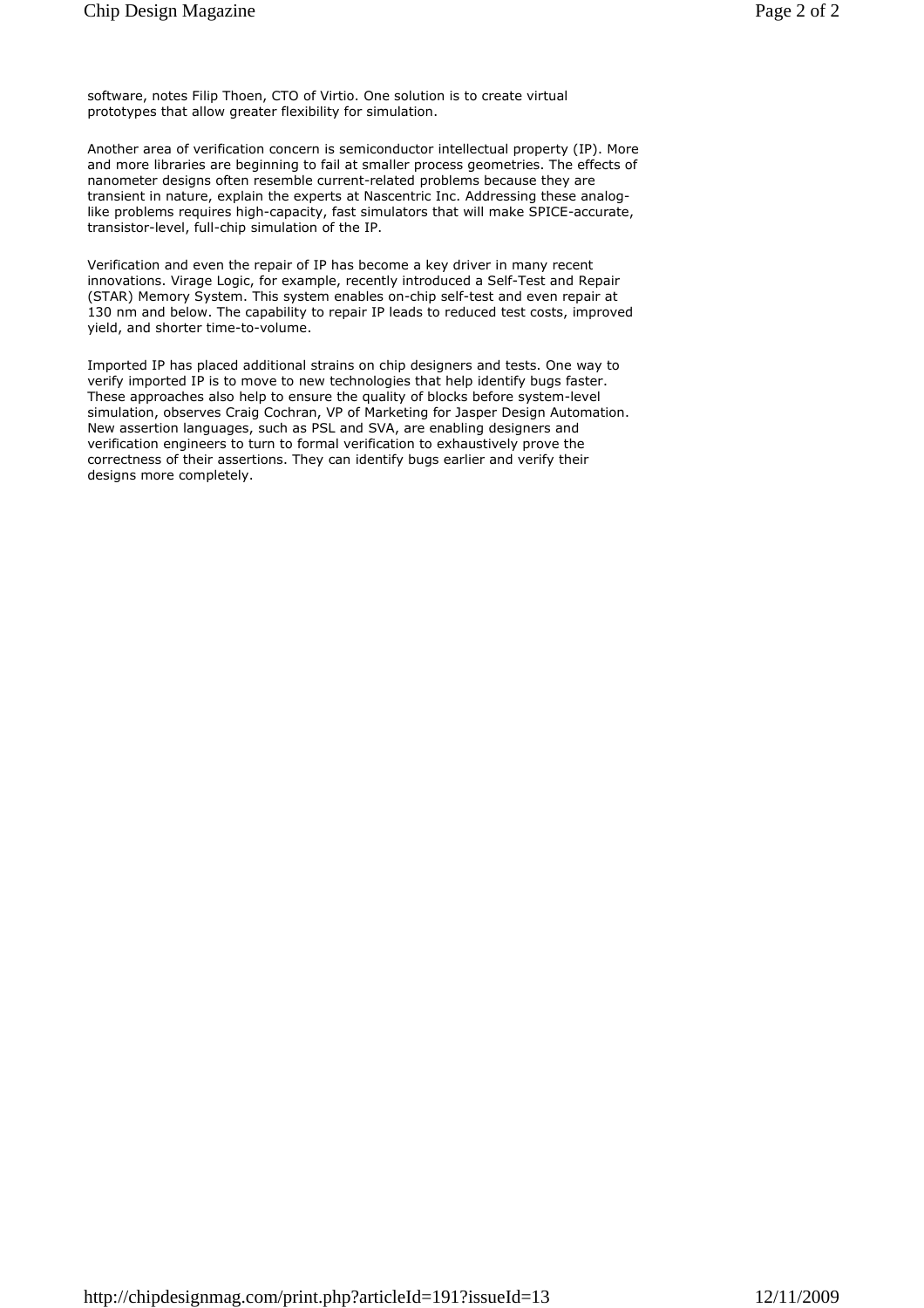software, notes Filip Thoen, CTO of Virtio. One solution is to create virtual prototypes that allow greater flexibility for simulation.

Another area of verification concern is semiconductor intellectual property (IP). More and more libraries are beginning to fail at smaller process geometries. The effects of nanometer designs often resemble current-related problems because they are transient in nature, explain the experts at Nascentric Inc. Addressing these analog-like problems requires high-capacity, fast simulators that will make SPICE-accurate, transistor-level, full-chip simulation of the IP.

Verification and even the repair of IP has become a key driver in many recent innovations. Virage Logic, for example, recently introduced a Self-Test and Repair (STAR) Memory System. This system enables on-chip self-test and even repair at 130 nm and below. The capability to repair IP leads to reduced test costs, improved yield, and shorter time-to-volume.

Imported IP has placed additional strains on chip designers and tests. One way to verify imported IP is to move to new technologies that help identify bugs faster. These approaches also help to ensure the quality of blocks before system-level simulation, observes Craig Cochran, VP of Marketing for Jasper Design Automation. New assertion languages, such as PSL and SVA, are enabling designers and verification engineers to turn to formal verification to exhaustively prove the correctness of their assertions. They can identify bugs earlier and verify their designs more completely.